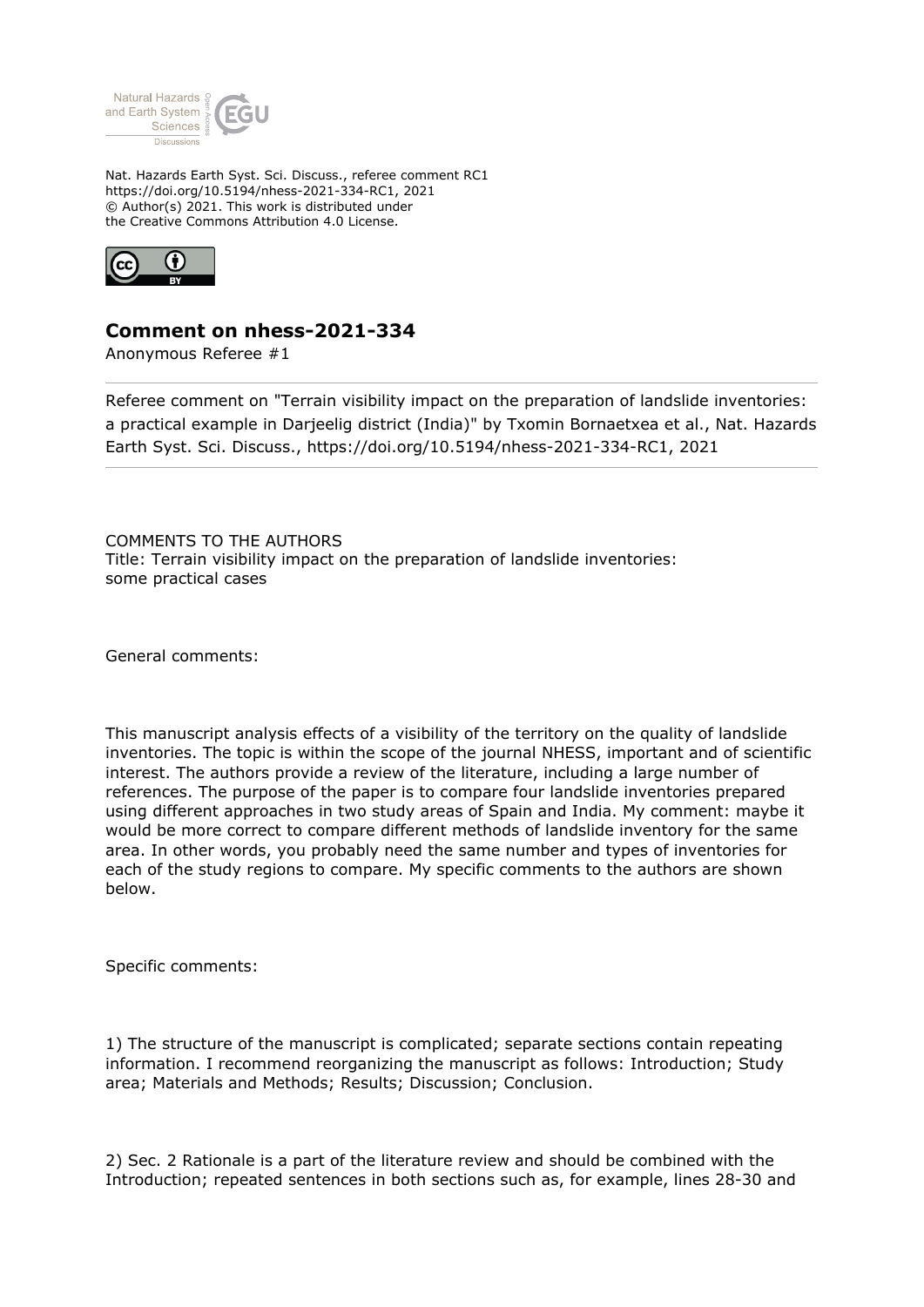Nat. Hazards Earth Syst. Sci. Discuss., referee comment RC1
https://doi.org/10.5194/nhess-2021-334-RC1, 2021
© Author(s) 2021. This work is distributed under
the Creative Commons Attribution 4.0 License.

## Comment on nhess-2021-334

Anonymous Referee #1

Referee comment on "Terrain visibility impact on the preparation of landslide inventories: a practical example in Darjeelig district (India)" by Txomin Bornaetxea et al., Nat. Hazards Earth Syst. Sci. Discuss., https://doi.org/10.5194/nhess-2021-334-RC1, 2021

COMMENTS TO THE AUTHORS
Title: Terrain visibility impact on the preparation of landslide inventories: some practical cases

General comments:

This manuscript analysis effects of a visibility of the territory on the quality of landslide inventories. The topic is within the scope of the journal NHESS, important and of scientific interest. The authors provide a review of the literature, including a large number of references. The purpose of the paper is to compare four landslide inventories prepared using different approaches in two study areas of Spain and India. My comment: maybe it would be more correct to compare different methods of landslide inventory for the same area. In other words, you probably need the same number and types of inventories for each of the study regions to compare. My specific comments to the authors are shown below.

Specific comments:

1) The structure of the manuscript is complicated; separate sections contain repeating information. I recommend reorganizing the manuscript as follows: Introduction; Study area; Materials and Methods; Results; Discussion; Conclusion.

2) Sec. 2 Rationale is a part of the literature review and should be combined with the Introduction; repeated sentences in both sections such as, for example, lines 28-30 and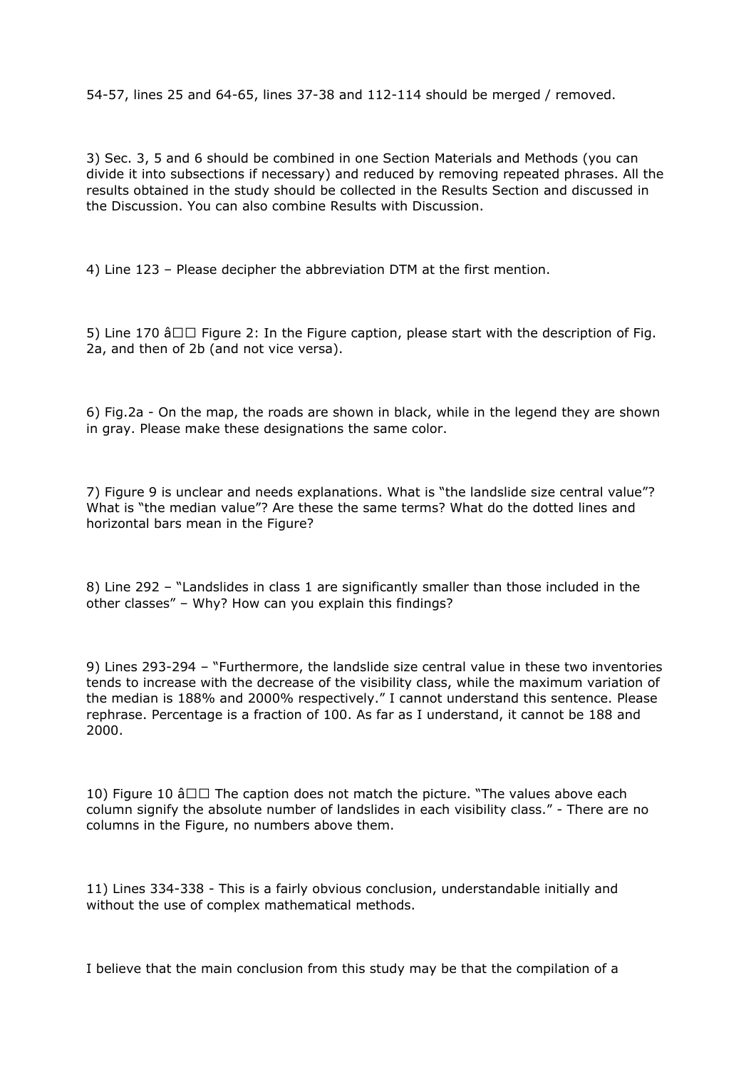54-57, lines 25 and 64-65, lines 37-38 and 112-114 should be merged / removed.

3) Sec. 3, 5 and 6 should be combined in one Section Materials and Methods (you can divide it into subsections if necessary) and reduced by removing repeated phrases. All the results obtained in the study should be collected in the Results Section and discussed in the Discussion. You can also combine Results with Discussion.

4) Line 123 – Please decipher the abbreviation DTM at the first mention.

5) Line 170 â□□ Figure 2: In the Figure caption, please start with the description of Fig. 2a, and then of 2b (and not vice versa).

6) Fig.2a - On the map, the roads are shown in black, while in the legend they are shown in gray. Please make these designations the same color.

7) Figure 9 is unclear and needs explanations. What is "the landslide size central value"? What is "the median value"? Are these the same terms? What do the dotted lines and horizontal bars mean in the Figure?

8) Line 292 – "Landslides in class 1 are significantly smaller than those included in the other classes" – Why? How can you explain this findings?

9) Lines 293-294 – "Furthermore, the landslide size central value in these two inventories tends to increase with the decrease of the visibility class, while the maximum variation of the median is 188% and 2000% respectively." I cannot understand this sentence. Please rephrase. Percentage is a fraction of 100. As far as I understand, it cannot be 188 and 2000.

10) Figure 10 â□□ The caption does not match the picture. "The values above each column signify the absolute number of landslides in each visibility class." - There are no columns in the Figure, no numbers above them.

11) Lines 334-338 - This is a fairly obvious conclusion, understandable initially and without the use of complex mathematical methods.

I believe that the main conclusion from this study may be that the compilation of a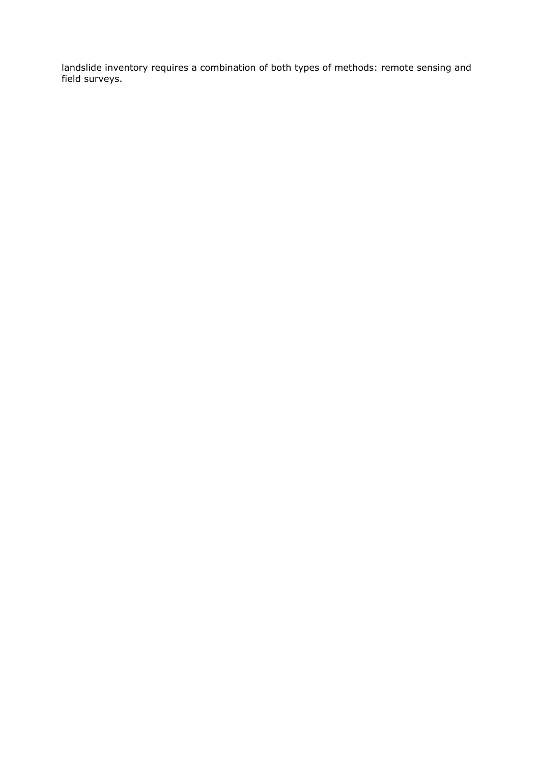landslide inventory requires a combination of both types of methods: remote sensing and field surveys.